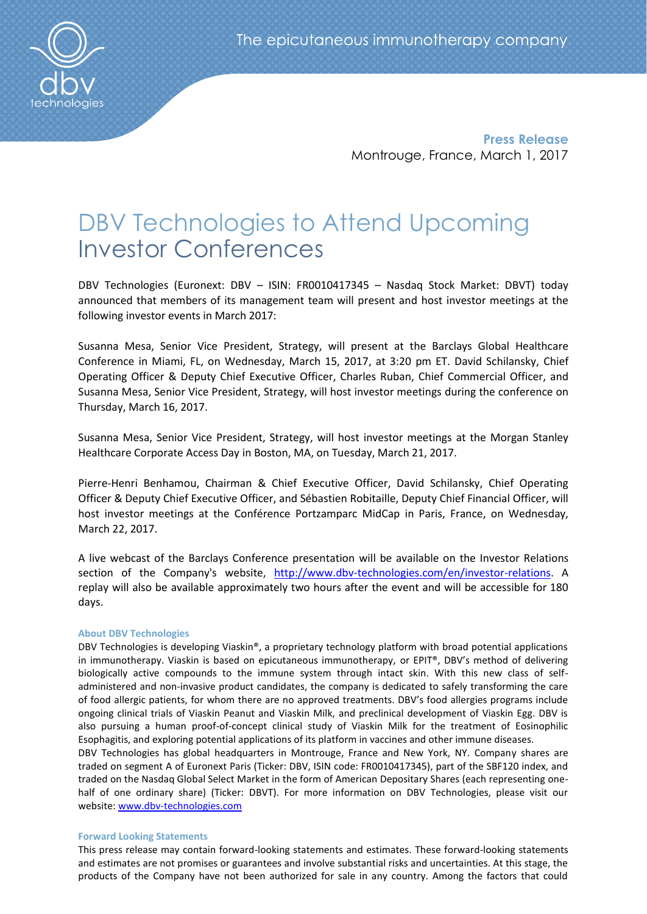The epicutaneous immunotherapy company

**Press Release**
Montrouge, France, March 1, 2017

# DBV Technologies to Attend Upcoming Investor Conferences

DBV Technologies (Euronext: DBV – ISIN: FR0010417345 – Nasdaq Stock Market: DBVT) today announced that members of its management team will present and host investor meetings at the following investor events in March 2017:

Susanna Mesa, Senior Vice President, Strategy, will present at the Barclays Global Healthcare Conference in Miami, FL, on Wednesday, March 15, 2017, at 3:20 pm ET. David Schilansky, Chief Operating Officer & Deputy Chief Executive Officer, Charles Ruban, Chief Commercial Officer, and Susanna Mesa, Senior Vice President, Strategy, will host investor meetings during the conference on Thursday, March 16, 2017.

Susanna Mesa, Senior Vice President, Strategy, will host investor meetings at the Morgan Stanley Healthcare Corporate Access Day in Boston, MA, on Tuesday, March 21, 2017.

Pierre-Henri Benhamou, Chairman & Chief Executive Officer, David Schilansky, Chief Operating Officer & Deputy Chief Executive Officer, and Sébastien Robitaille, Deputy Chief Financial Officer, will host investor meetings at the Conférence Portzamparc MidCap in Paris, France, on Wednesday, March 22, 2017.

A live webcast of the Barclays Conference presentation will be available on the Investor Relations section of the Company's website, http://www.dbv-technologies.com/en/investor-relations. A replay will also be available approximately two hours after the event and will be accessible for 180 days.

**About DBV Technologies**

DBV Technologies is developing Viaskin®, a proprietary technology platform with broad potential applications in immunotherapy. Viaskin is based on epicutaneous immunotherapy, or EPIT®, DBV's method of delivering biologically active compounds to the immune system through intact skin. With this new class of self-administered and non-invasive product candidates, the company is dedicated to safely transforming the care of food allergic patients, for whom there are no approved treatments. DBV's food allergies programs include ongoing clinical trials of Viaskin Peanut and Viaskin Milk, and preclinical development of Viaskin Egg. DBV is also pursuing a human proof-of-concept clinical study of Viaskin Milk for the treatment of Eosinophilic Esophagitis, and exploring potential applications of its platform in vaccines and other immune diseases.
DBV Technologies has global headquarters in Montrouge, France and New York, NY. Company shares are traded on segment A of Euronext Paris (Ticker: DBV, ISIN code: FR0010417345), part of the SBF120 index, and traded on the Nasdaq Global Select Market in the form of American Depositary Shares (each representing one-half of one ordinary share) (Ticker: DBVT). For more information on DBV Technologies, please visit our website: www.dbv-technologies.com

**Forward Looking Statements**

This press release may contain forward-looking statements and estimates. These forward-looking statements and estimates are not promises or guarantees and involve substantial risks and uncertainties. At this stage, the products of the Company have not been authorized for sale in any country. Among the factors that could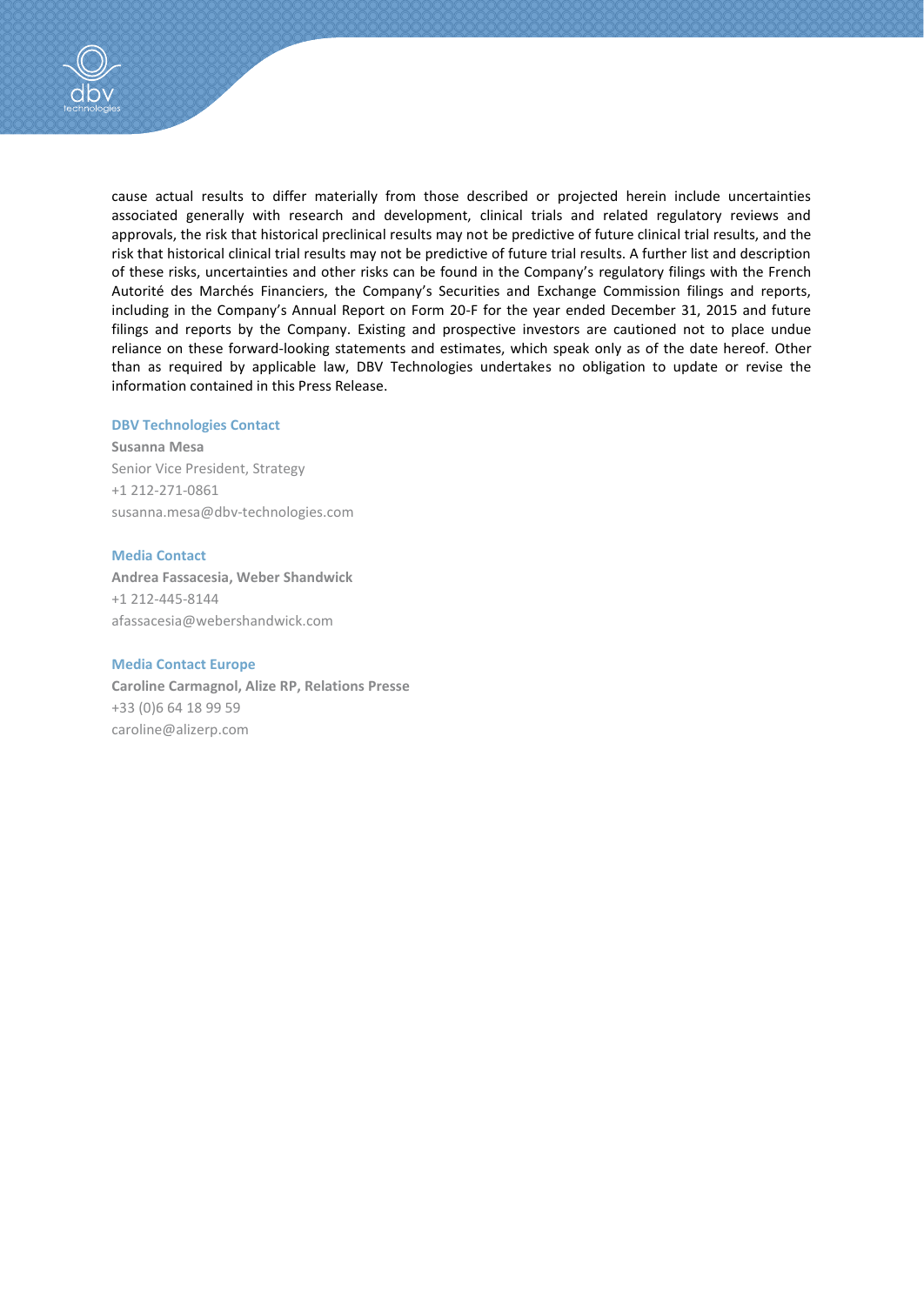cause actual results to differ materially from those described or projected herein include uncertainties associated generally with research and development, clinical trials and related regulatory reviews and approvals, the risk that historical preclinical results may not be predictive of future clinical trial results, and the risk that historical clinical trial results may not be predictive of future trial results. A further list and description of these risks, uncertainties and other risks can be found in the Company's regulatory filings with the French Autorité des Marchés Financiers, the Company's Securities and Exchange Commission filings and reports, including in the Company's Annual Report on Form 20-F for the year ended December 31, 2015 and future filings and reports by the Company. Existing and prospective investors are cautioned not to place undue reliance on these forward-looking statements and estimates, which speak only as of the date hereof. Other than as required by applicable law, DBV Technologies undertakes no obligation to update or revise the information contained in this Press Release.

**DBV Technologies Contact**

**Susanna Mesa**
Senior Vice President, Strategy
+1 212-271-0861
susanna.mesa@dbv-technologies.com

**Media Contact**

**Andrea Fassacesia, Weber Shandwick**
+1 212-445-8144
afassacesia@webershandwick.com

**Media Contact Europe**

**Caroline Carmagnol, Alize RP, Relations Presse**
+33 (0)6 64 18 99 59
caroline@alizerp.com